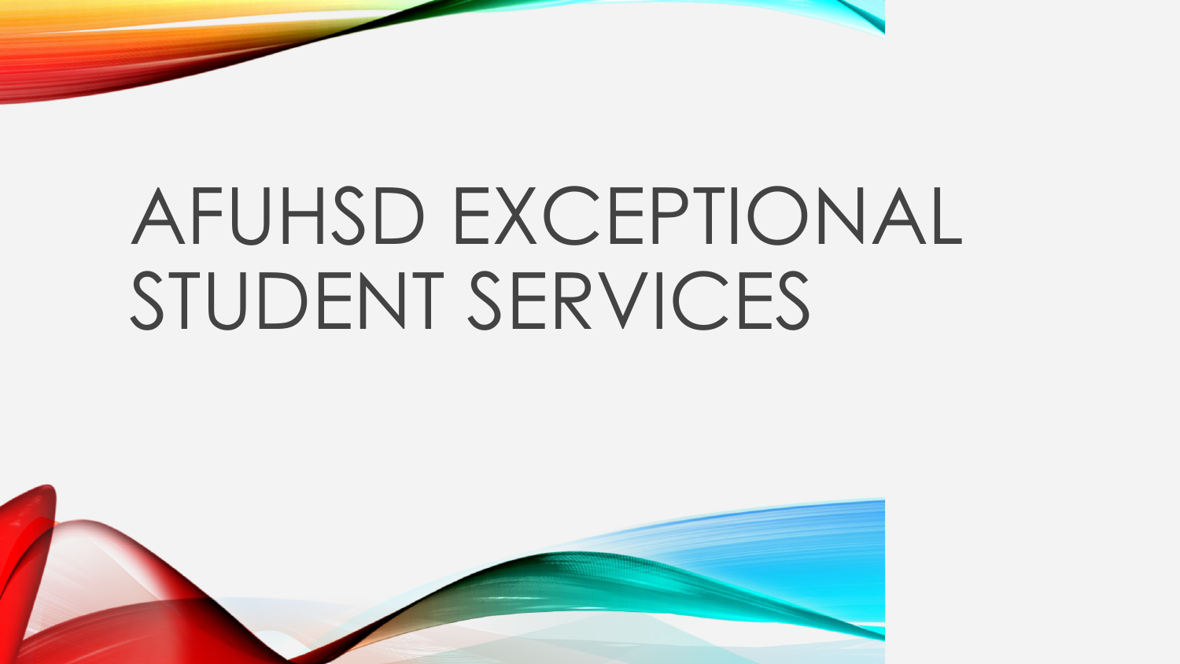# AFUHSD EXCEPTIONAL STUDENT SERVICES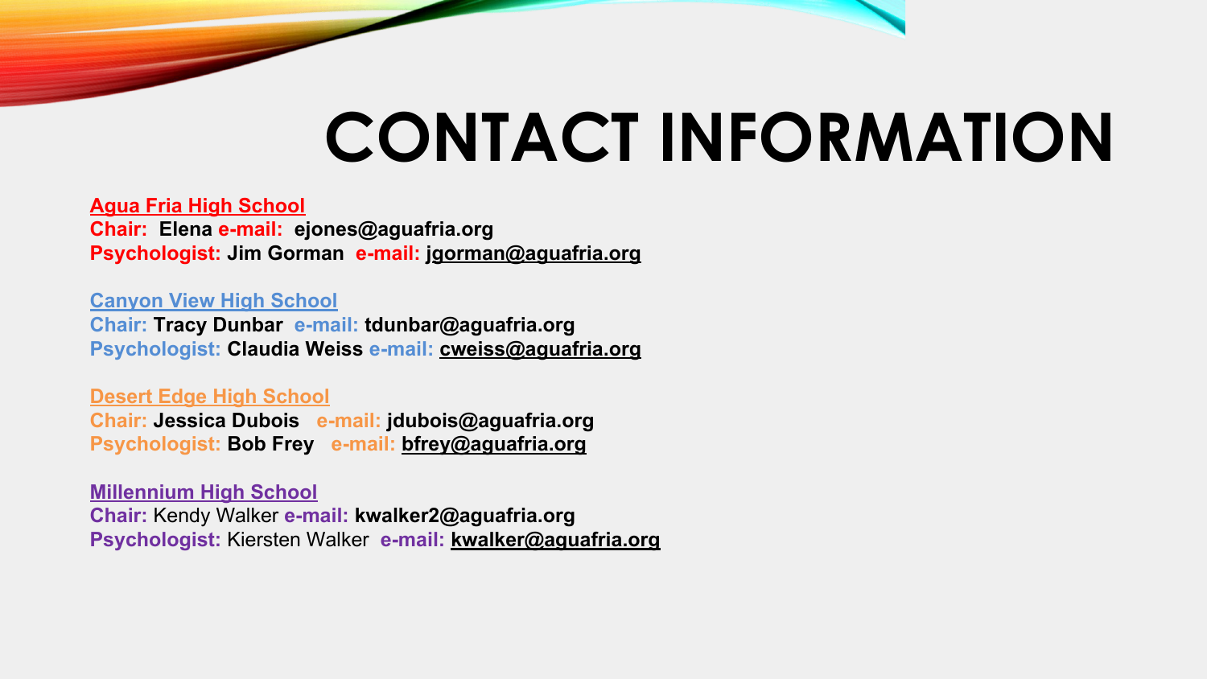# CONTACT INFORMATION

**Agua Fria High School**
**Chair:** **Elena** **e-mail:** **ejones@aguafria.org**
**Psychologist:** **Jim Gorman** **e-mail:** **jgorman@aguafria.org**

**Canyon View High School**
**Chair:** **Tracy Dunbar** **e-mail:** **tdunbar@aguafria.org**
**Psychologist:** **Claudia Weiss** **e-mail:** **cweiss@aguafria.org**

**Desert Edge High School**
**Chair:** **Jessica Dubois** **e-mail:** **jdubois@aguafria.org**
**Psychologist:** **Bob Frey** **e-mail:** **bfrey@aguafria.org**

**Millennium High School**
**Chair:** Kendy Walker **e-mail:** **kwalker2@aguafria.org**
**Psychologist:** Kiersten Walker **e-mail:** **kwalker@aguafria.org**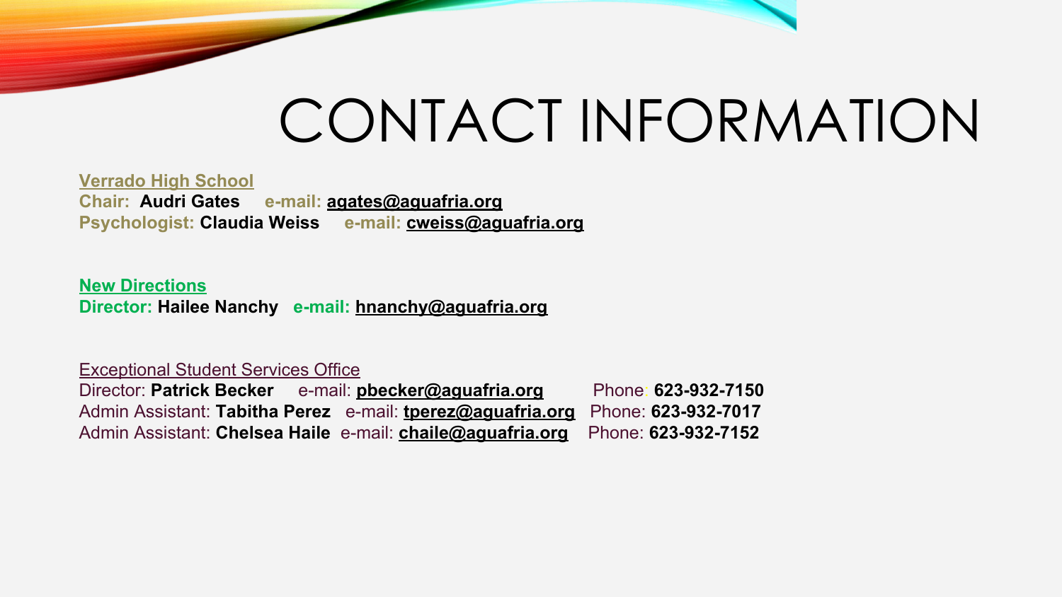# CONTACT INFORMATION

**Verrado High School**

**Chair: Audri Gates e-mail: agates@aguafria.org**

**Psychologist: Claudia Weiss e-mail: cweiss@aguafria.org**

**New Directions**

**Director: Hailee Nanchy e-mail: hnanchy@aguafria.org**

Exceptional Student Services Office

Director: **Patrick Becker** e-mail: **pbecker@aguafria.org** Phone: **623-932-7150**

Admin Assistant: **Tabitha Perez** e-mail: **tperez@aguafria.org** Phone: **623-932-7017**

Admin Assistant: **Chelsea Haile** e-mail: **chaile@aguafria.org** Phone: **623-932-7152**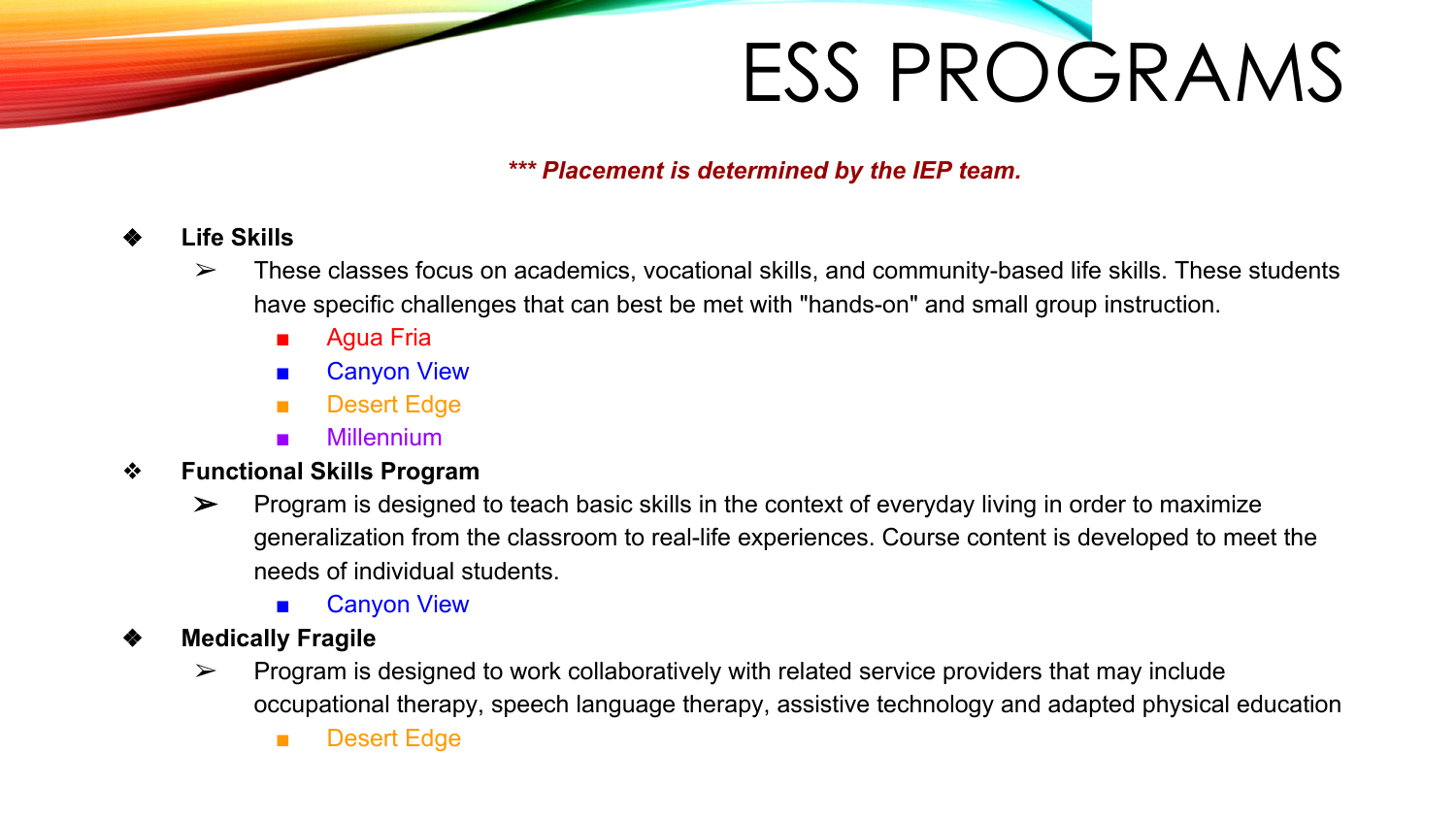# ESS PROGRAMS

***\*\*\* Placement is determined by the IEP team.***

- **Life Skills**
  - These classes focus on academics, vocational skills, and community-based life skills. These students have specific challenges that can best be met with "hands-on" and small group instruction.
    - Agua Fria
    - Canyon View
    - Desert Edge
    - Millennium
- **Functional Skills Program**
  - Program is designed to teach basic skills in the context of everyday living in order to maximize generalization from the classroom to real-life experiences. Course content is developed to meet the needs of individual students.
    - Canyon View
- **Medically Fragile**
  - Program is designed to work collaboratively with related service providers that may include occupational therapy, speech language therapy, assistive technology and adapted physical education
    - Desert Edge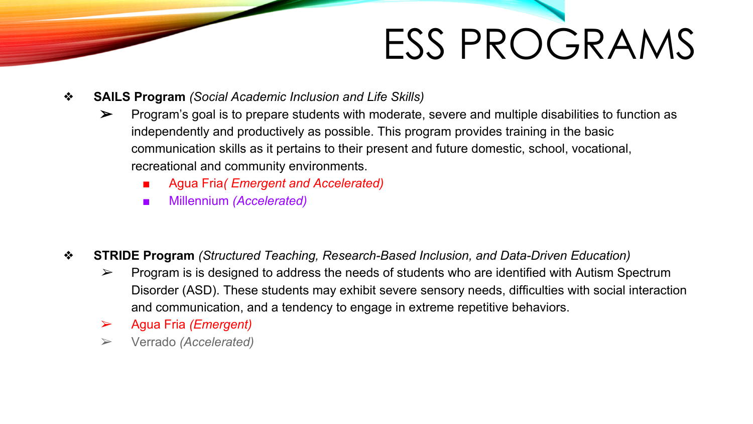# ESS PROGRAMS

- **SAILS Program** *(Social Academic Inclusion and Life Skills)*
  - Program's goal is to prepare students with moderate, severe and multiple disabilities to function as independently and productively as possible. This program provides training in the basic communication skills as it pertains to their present and future domestic, school, vocational, recreational and community environments.
    - Agua Fria*( Emergent and Accelerated)*
    - Millennium *(Accelerated)*

- **STRIDE Program** *(Structured Teaching, Research-Based Inclusion, and Data-Driven Education)*
  - Program is is designed to address the needs of students who are identified with Autism Spectrum Disorder (ASD). These students may exhibit severe sensory needs, difficulties with social interaction and communication, and a tendency to engage in extreme repetitive behaviors.
  - Agua Fria *(Emergent)*
  - Verrado *(Accelerated)*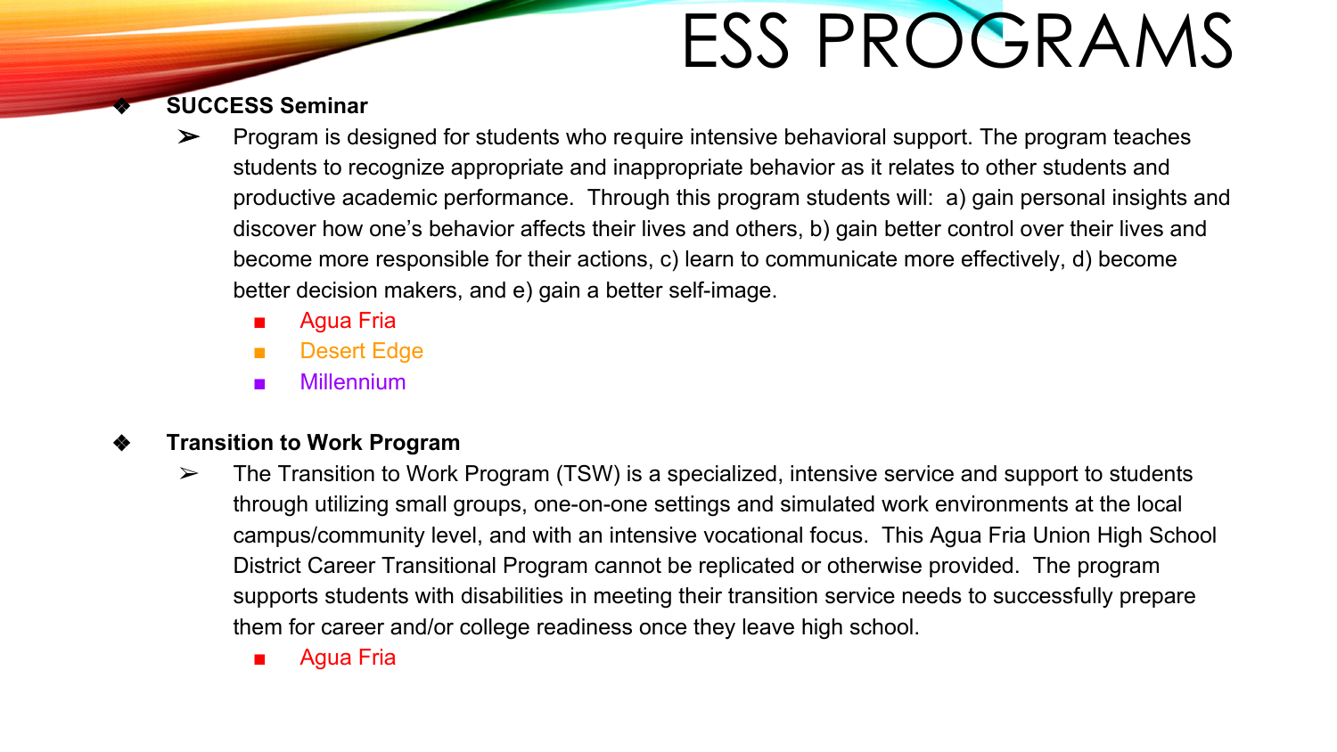# ESS PROGRAMS

- **SUCCESS Seminar**
  - Program is designed for students who require intensive behavioral support. The program teaches students to recognize appropriate and inappropriate behavior as it relates to other students and productive academic performance. Through this program students will: a) gain personal insights and discover how one's behavior affects their lives and others, b) gain better control over their lives and become more responsible for their actions, c) learn to communicate more effectively, d) become better decision makers, and e) gain a better self-image.
    - Agua Fria
    - Desert Edge
    - Millennium

- **Transition to Work Program**
  - The Transition to Work Program (TSW) is a specialized, intensive service and support to students through utilizing small groups, one-on-one settings and simulated work environments at the local campus/community level, and with an intensive vocational focus. This Agua Fria Union High School District Career Transitional Program cannot be replicated or otherwise provided. The program supports students with disabilities in meeting their transition service needs to successfully prepare them for career and/or college readiness once they leave high school.
    - Agua Fria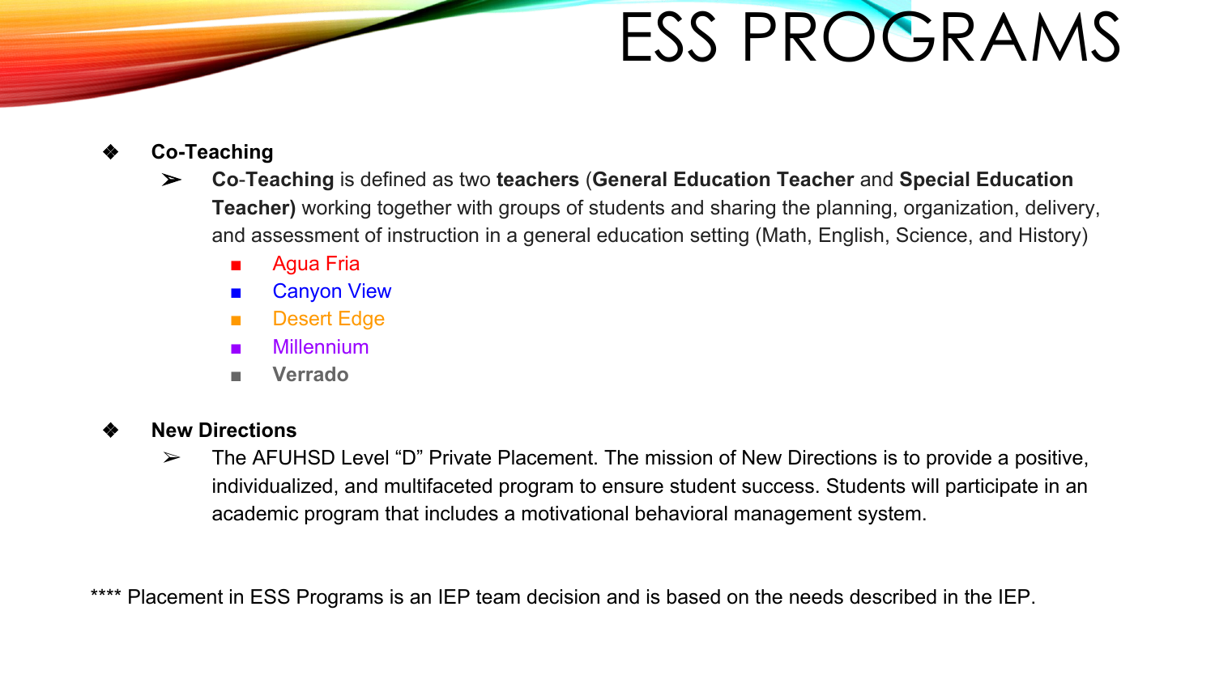# ESS PROGRAMS

- **Co-Teaching**
  - **Co-Teaching** is defined as two **teachers** (**General Education Teacher** and **Special Education Teacher)** working together with groups of students and sharing the planning, organization, delivery, and assessment of instruction in a general education setting (Math, English, Science, and History)
    - Agua Fria
    - Canyon View
    - Desert Edge
    - Millennium
    - **Verrado**

- **New Directions**
  - The AFUHSD Level "D" Private Placement. The mission of New Directions is to provide a positive, individualized, and multifaceted program to ensure student success. Students will participate in an academic program that includes a motivational behavioral management system.

**** Placement in ESS Programs is an IEP team decision and is based on the needs described in the IEP.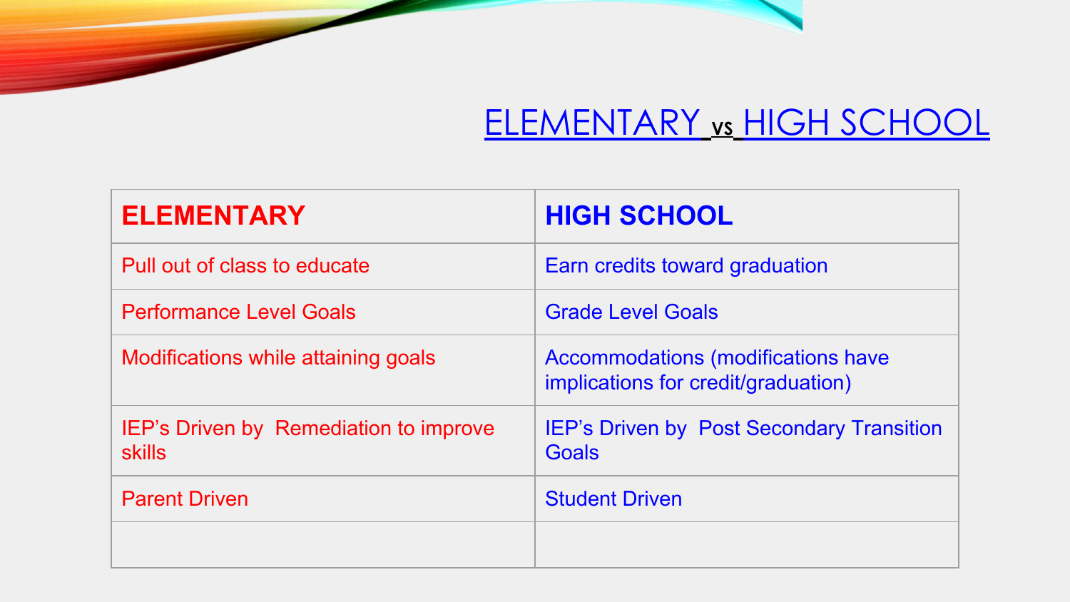# ELEMENTARY vs HIGH SCHOOL

| ELEMENTARY | HIGH SCHOOL |
|---|---|
| Pull out of class to educate | Earn credits toward graduation |
| Performance Level Goals | Grade Level Goals |
| Modifications while attaining goals | Accommodations (modifications have implications for credit/graduation) |
| IEP's Driven by  Remediation to improve skills | IEP's Driven by  Post Secondary Transition Goals |
| Parent Driven | Student Driven |
| | |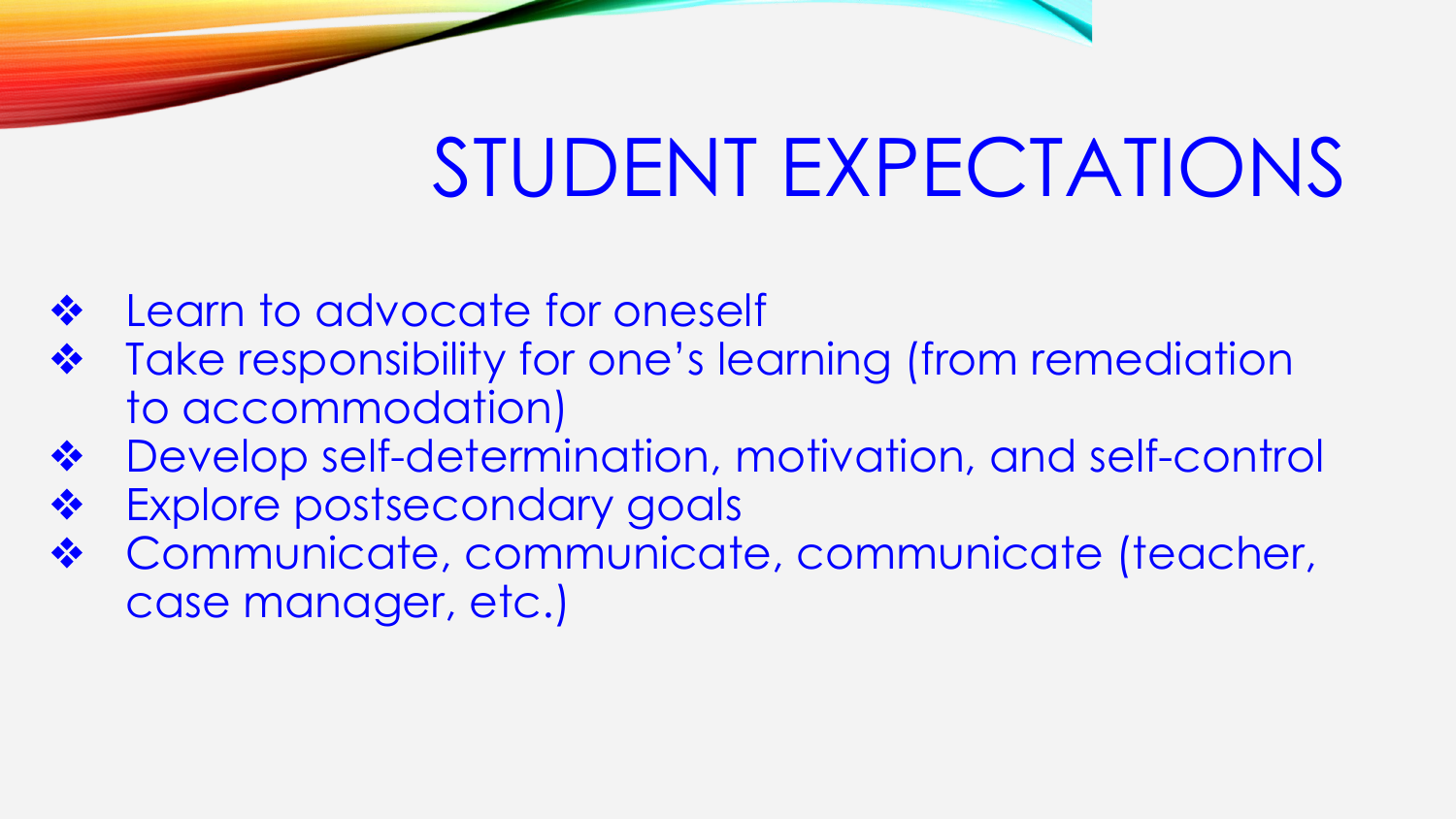# STUDENT EXPECTATIONS

- Learn to advocate for oneself
- Take responsibility for one's learning (from remediation to accommodation)
- Develop self-determination, motivation, and self-control
- Explore postsecondary goals
- Communicate, communicate, communicate (teacher, case manager, etc.)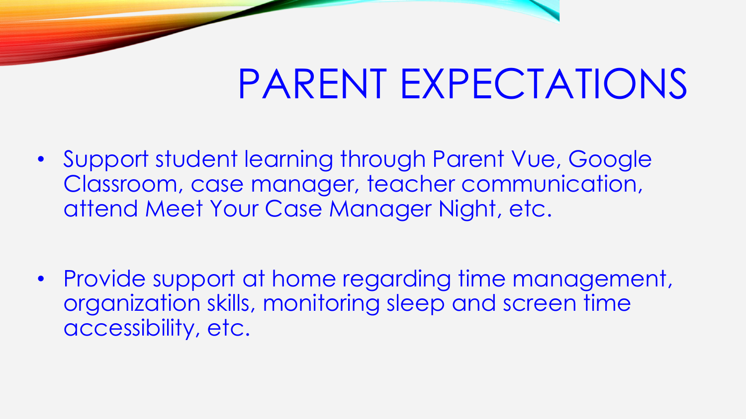# PARENT EXPECTATIONS

- Support student learning through Parent Vue, Google Classroom, case manager, teacher communication, attend Meet Your Case Manager Night, etc.

- Provide support at home regarding time management, organization skills, monitoring sleep and screen time accessibility, etc.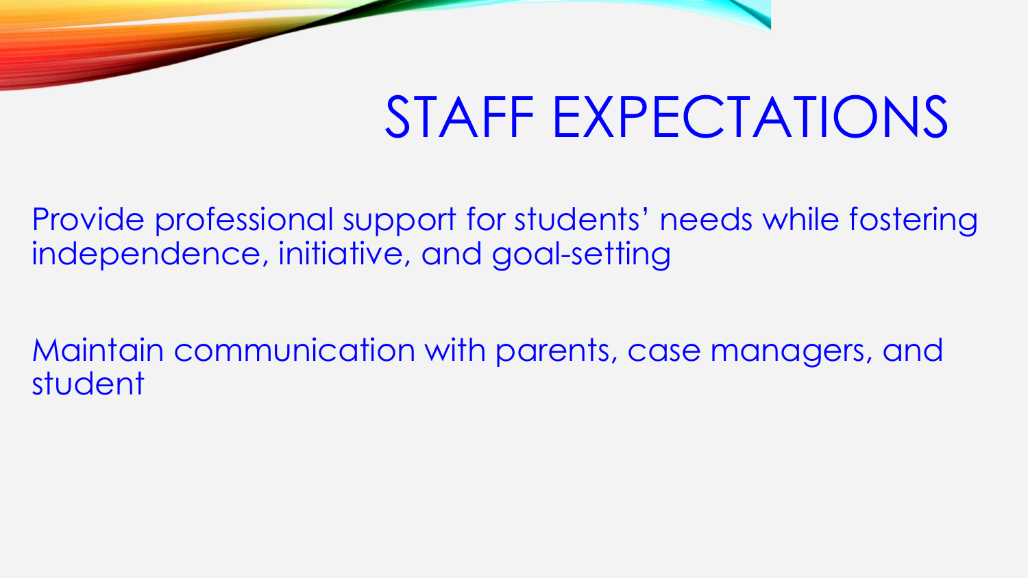# STAFF EXPECTATIONS

Provide professional support for students' needs while fostering independence, initiative, and goal-setting

Maintain communication with parents, case managers, and student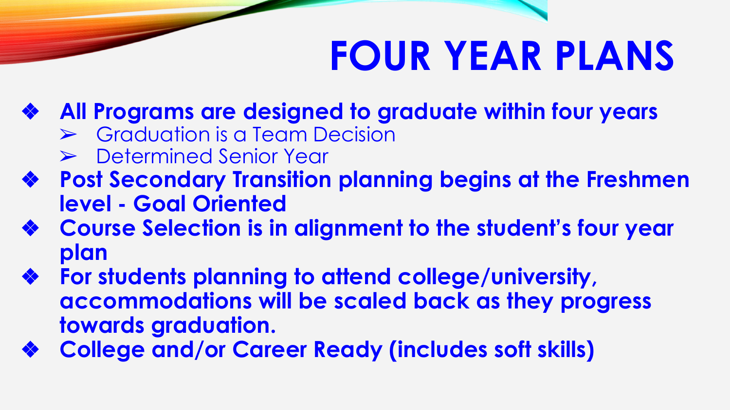# FOUR YEAR PLANS

- **All Programs are designed to graduate within four years**
  - Graduation is a Team Decision
  - Determined Senior Year
- **Post Secondary Transition planning begins at the Freshmen level - Goal Oriented**
- **Course Selection is in alignment to the student's four year plan**
- **For students planning to attend college/university, accommodations will be scaled back as they progress towards graduation.**
- **College and/or Career Ready (includes soft skills)**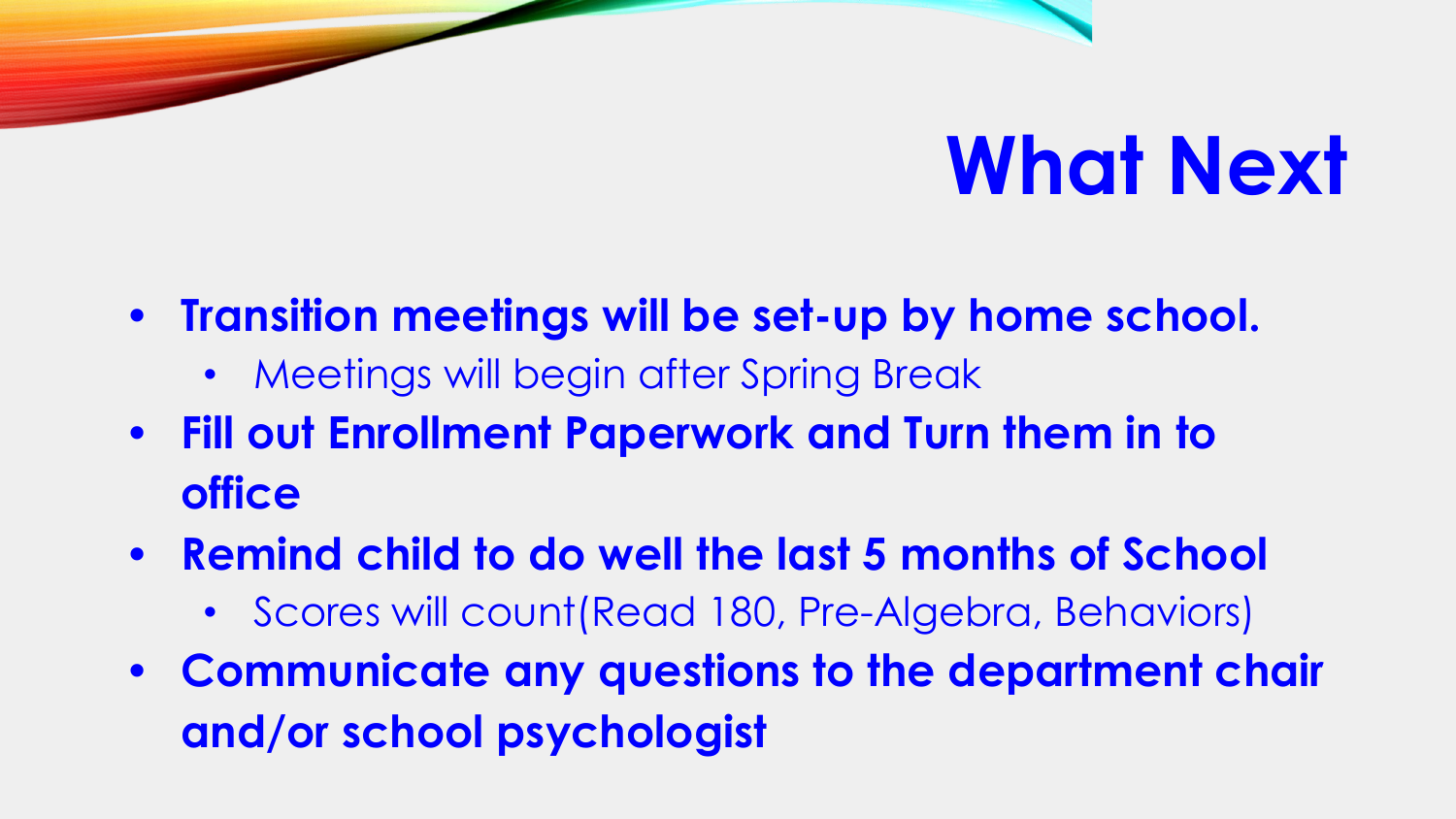# What Next

- **Transition meetings will be set-up by home school.**
  - Meetings will begin after Spring Break
- **Fill out Enrollment Paperwork and Turn them in to office**
- **Remind child to do well the last 5 months of School**
  - Scores will count(Read 180, Pre-Algebra, Behaviors)
- **Communicate any questions to the department chair and/or school psychologist**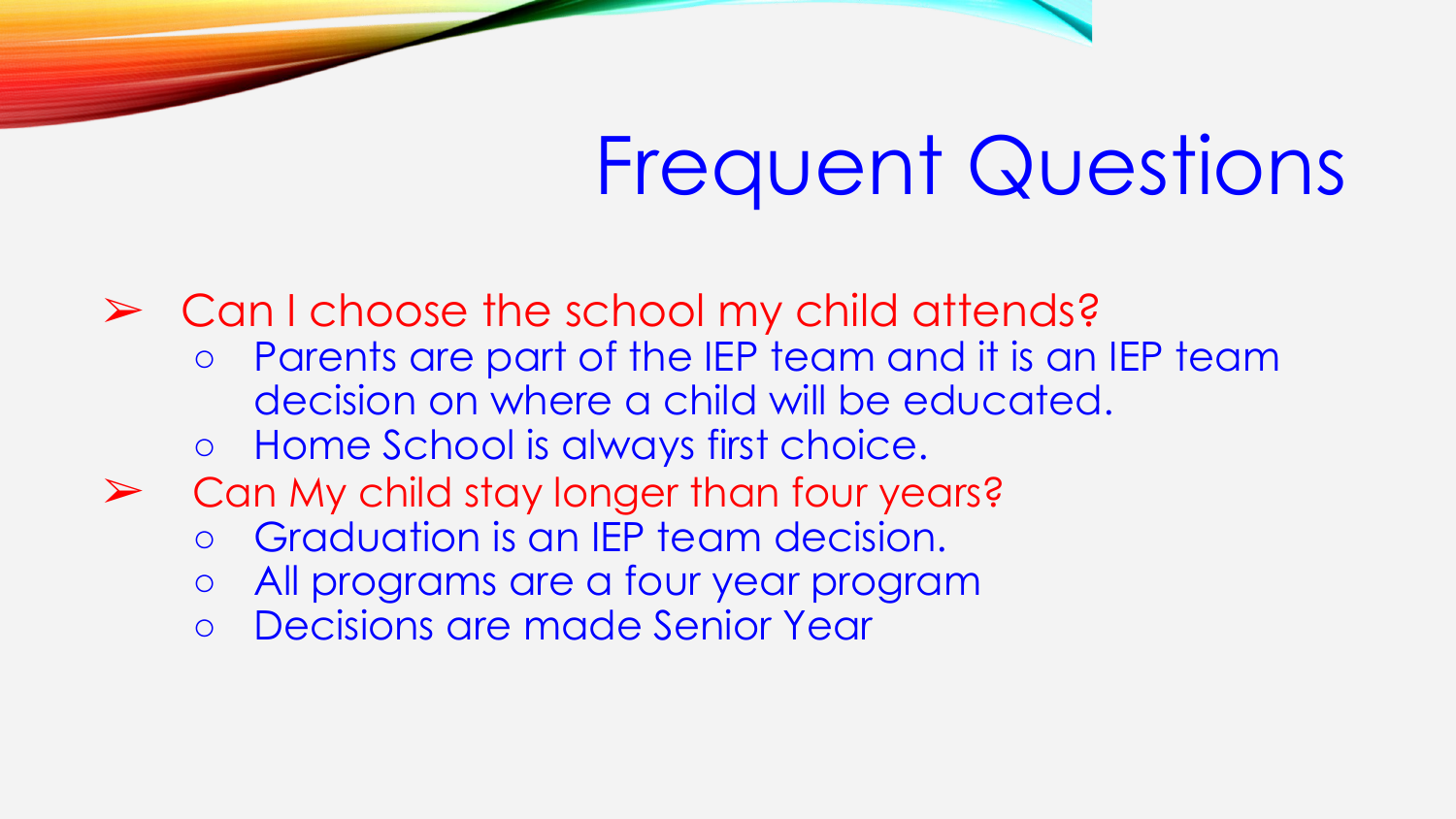# Frequent Questions

- Can I choose the school my child attends?
  - Parents are part of the IEP team and it is an IEP team decision on where a child will be educated.
  - Home School is always first choice.
- Can My child stay longer than four years?
  - Graduation is an IEP team decision.
  - All programs are a four year program
  - Decisions are made Senior Year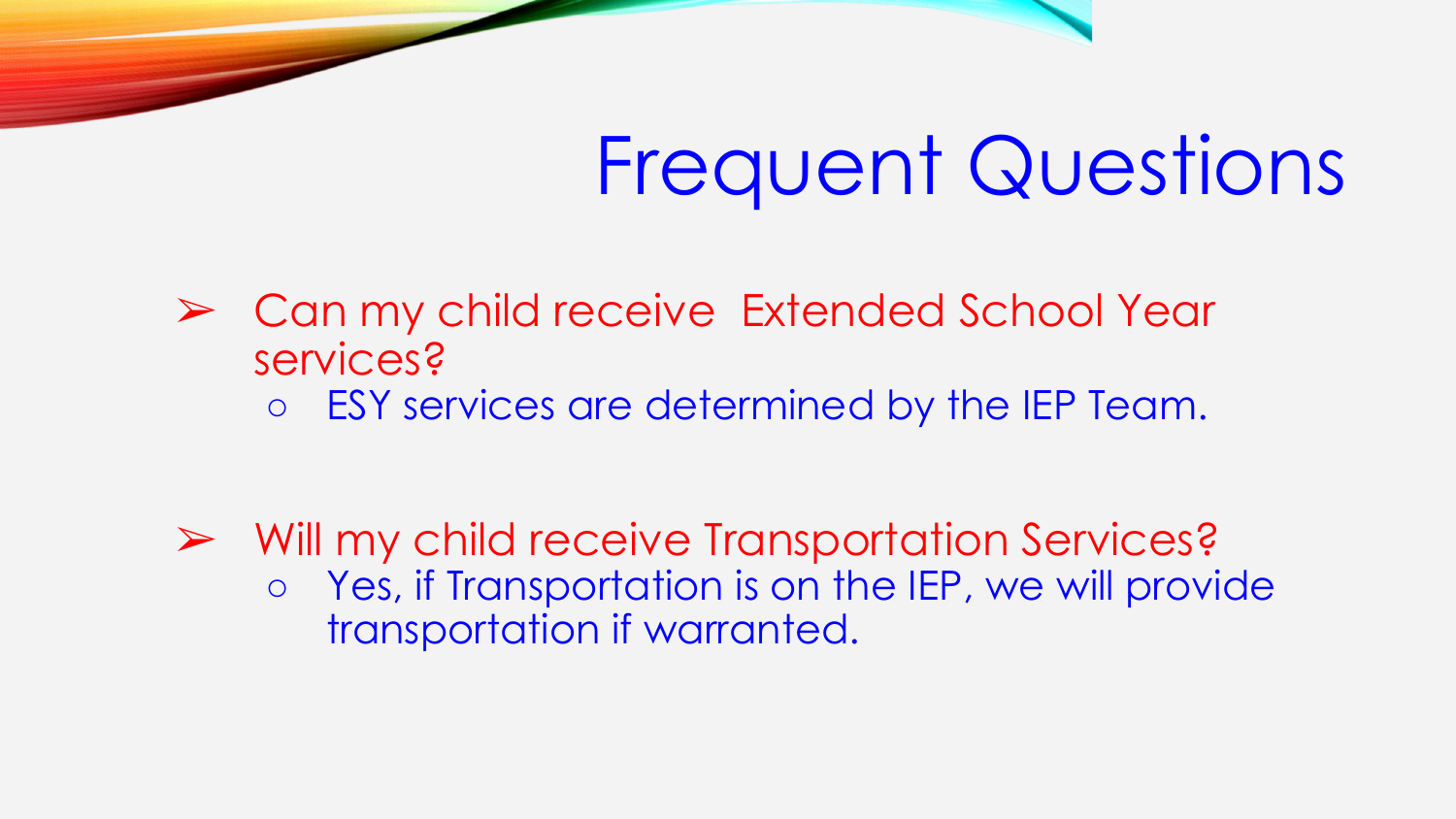# Frequent Questions

- Can my child receive Extended School Year services?
  - ESY services are determined by the IEP Team.

- Will my child receive Transportation Services?
  - Yes, if Transportation is on the IEP, we will provide transportation if warranted.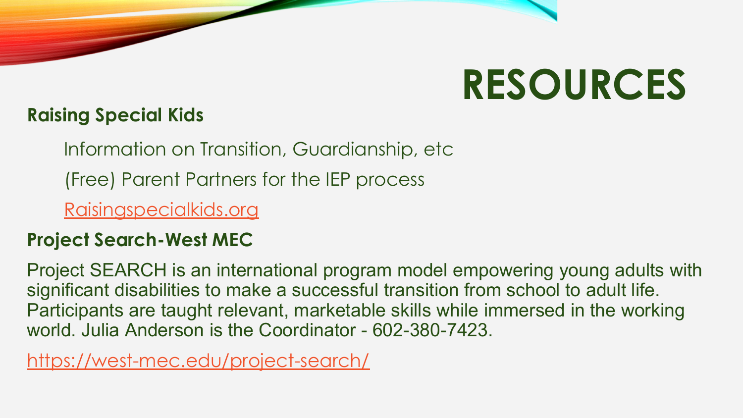# RESOURCES

**Raising Special Kids**

Information on Transition, Guardianship, etc

(Free) Parent Partners for the IEP process

Raisingspecialkids.org

**Project Search-West MEC**

Project SEARCH is an international program model empowering young adults with significant disabilities to make a successful transition from school to adult life. Participants are taught relevant, marketable skills while immersed in the working world. Julia Anderson is the Coordinator - 602-380-7423.

https://west-mec.edu/project-search/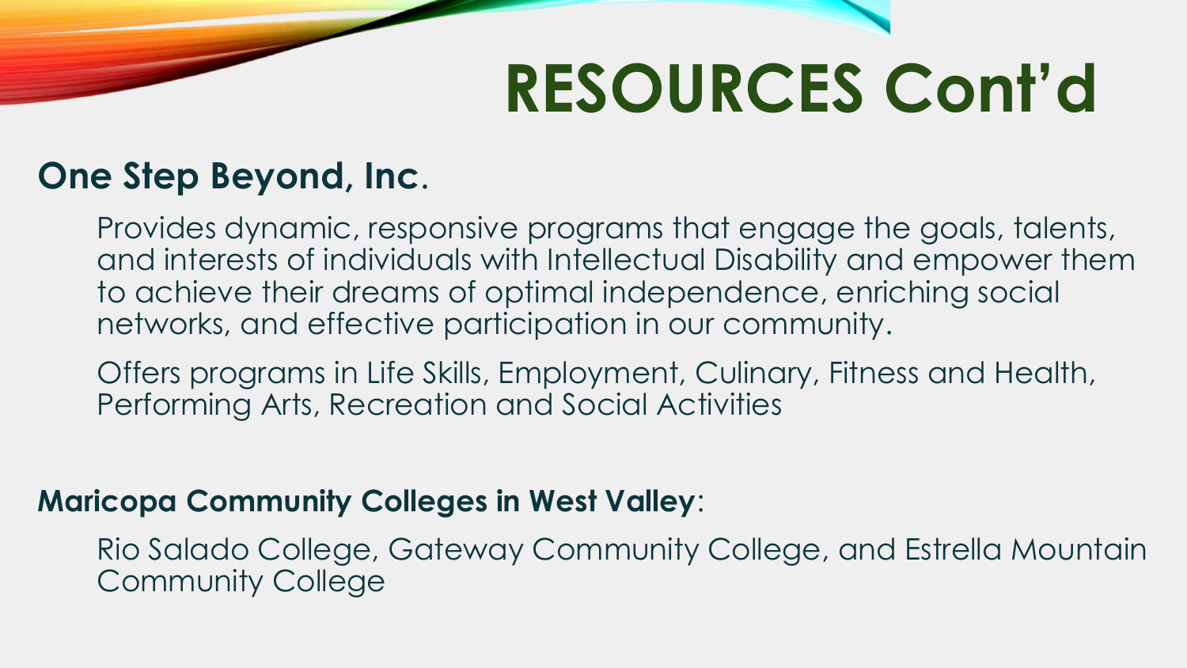# RESOURCES Cont'd

**One Step Beyond, Inc**.

Provides dynamic, responsive programs that engage the goals, talents, and interests of individuals with Intellectual Disability and empower them to achieve their dreams of optimal independence, enriching social networks, and effective participation in our community.

Offers programs in Life Skills, Employment, Culinary, Fitness and Health, Performing Arts, Recreation and Social Activities

**Maricopa Community Colleges in West Valley**:

Rio Salado College, Gateway Community College, and Estrella Mountain Community College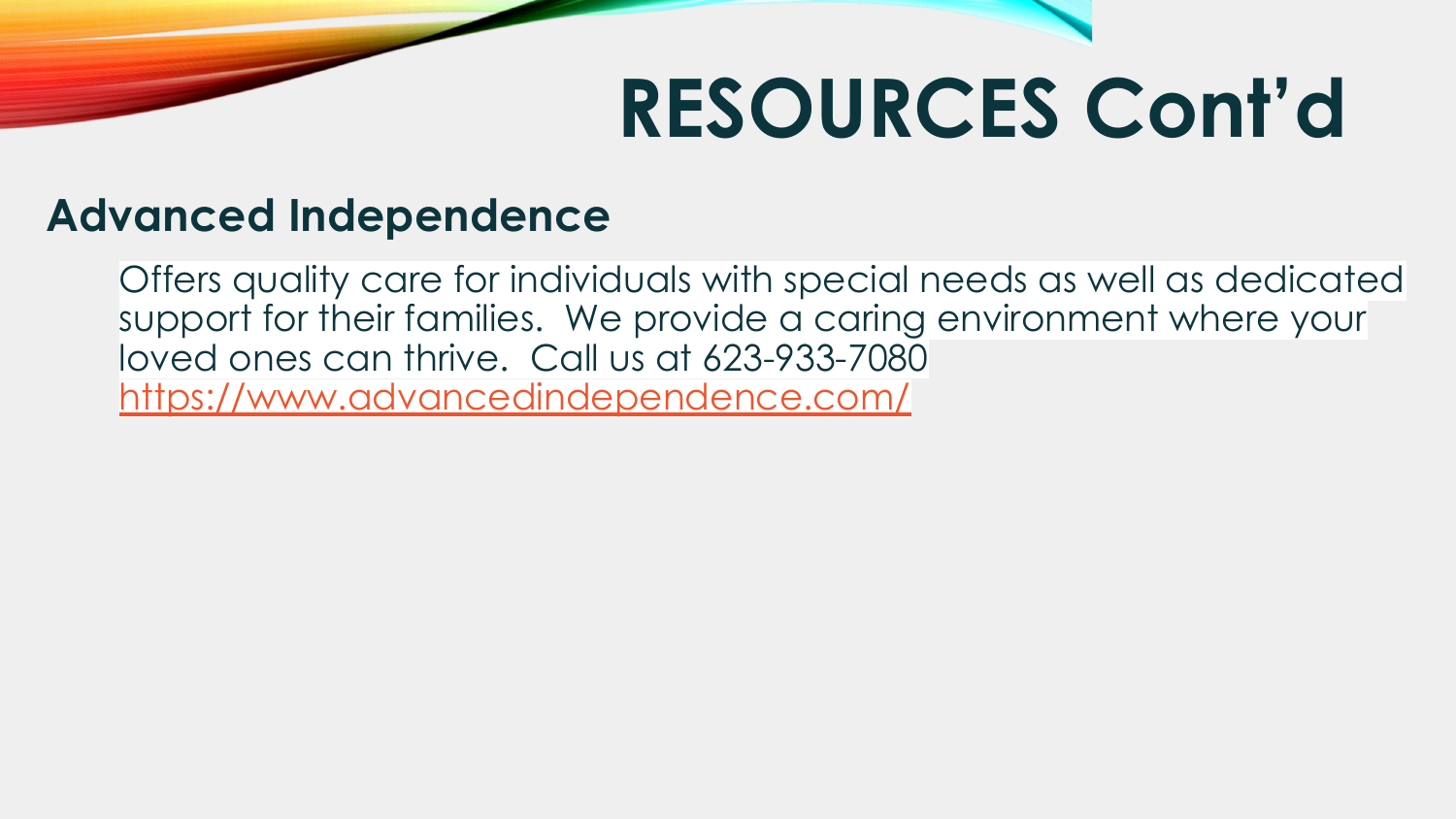# RESOURCES Cont'd

## Advanced Independence

Offers quality care for individuals with special needs as well as dedicated support for their families. We provide a caring environment where your loved ones can thrive. Call us at 623-933-7080
https://www.advancedindependence.com/